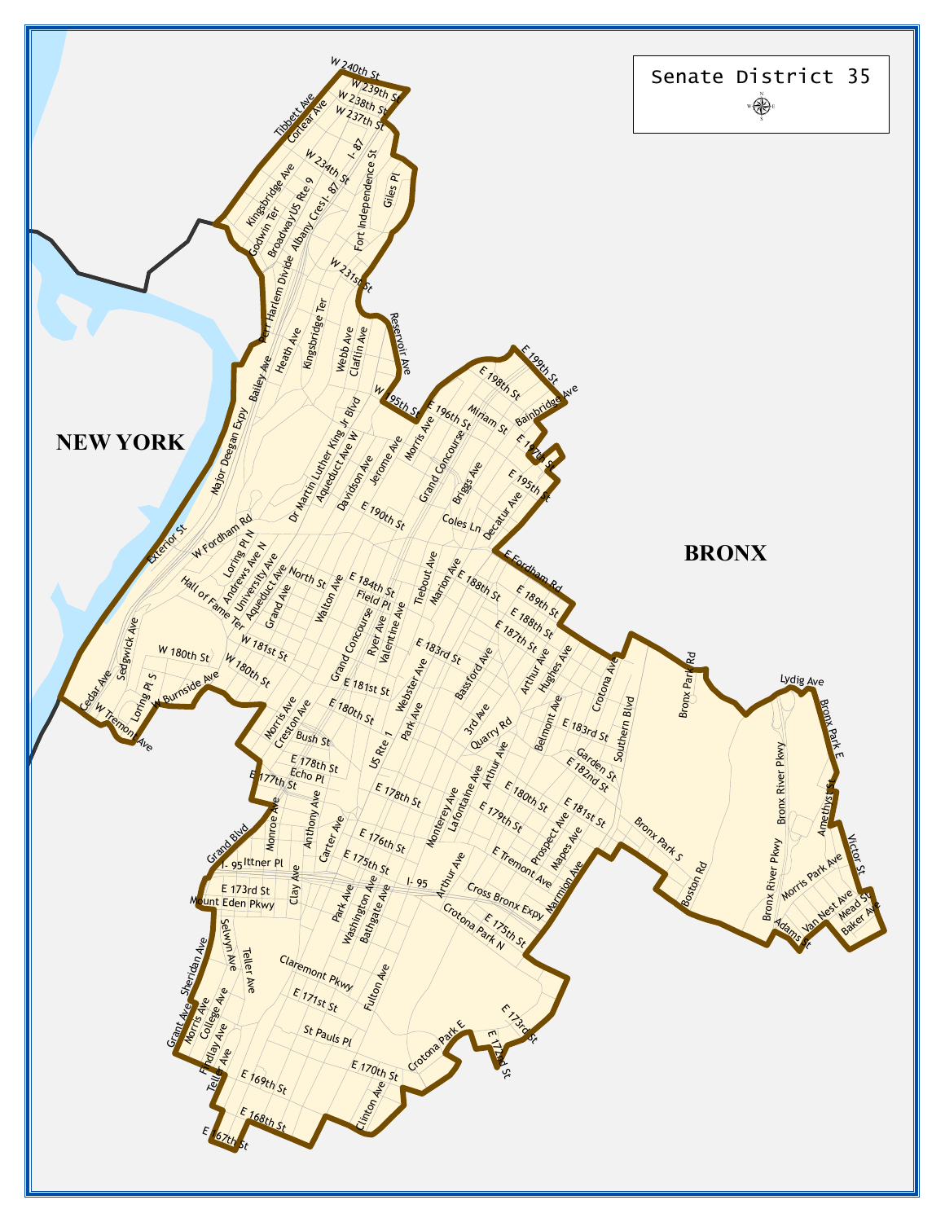# Senate District 35

NEW YORK

BRONX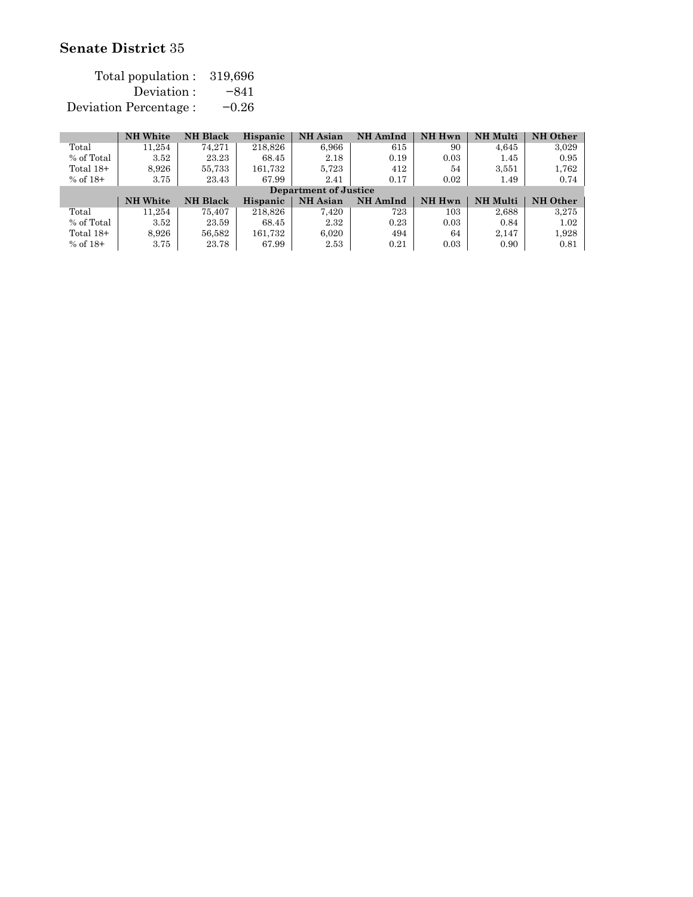**Senate District** 35

Total population : 319,696
Deviation : −841
Deviation Percentage : −0.26

| | NH White | NH Black | Hispanic | NH Asian | NH AmInd | NH Hwn | NH Multi | NH Other |
|---|---|---|---|---|---|---|---|---|
| Total | 11,254 | 74,271 | 218,826 | 6,966 | 615 | 90 | 4,645 | 3,029 |
| % of Total | 3.52 | 23.23 | 68.45 | 2.18 | 0.19 | 0.03 | 1.45 | 0.95 |
| Total 18+ | 8,926 | 55,733 | 161,732 | 5,723 | 412 | 54 | 3,551 | 1,762 |
| % of 18+ | 3.75 | 23.43 | 67.99 | 2.41 | 0.17 | 0.02 | 1.49 | 0.74 |
| **Department of Justice** | | | | | | | | |
| | NH White | NH Black | Hispanic | NH Asian | NH AmInd | NH Hwn | NH Multi | NH Other |
| Total | 11,254 | 75,407 | 218,826 | 7,420 | 723 | 103 | 2,688 | 3,275 |
| % of Total | 3.52 | 23.59 | 68.45 | 2.32 | 0.23 | 0.03 | 0.84 | 1.02 |
| Total 18+ | 8,926 | 56,582 | 161,732 | 6,020 | 494 | 64 | 2,147 | 1,928 |
| % of 18+ | 3.75 | 23.78 | 67.99 | 2.53 | 0.21 | 0.03 | 0.90 | 0.81 |